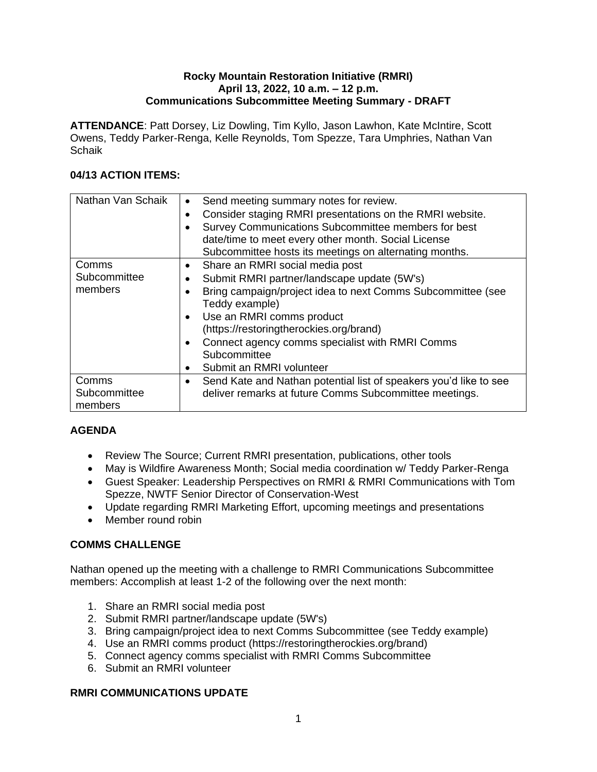**Rocky Mountain Restoration Initiative (RMRI)**
**April 13, 2022, 10 a.m. – 12 p.m.**
**Communications Subcommittee Meeting Summary - DRAFT**

**ATTENDANCE**: Patt Dorsey, Liz Dowling, Tim Kyllo, Jason Lawhon, Kate McIntire, Scott Owens, Teddy Parker-Renga, Kelle Reynolds, Tom Spezze, Tara Umphries, Nathan Van Schaik

## 04/13 ACTION ITEMS:

| | |
|---|---|
| Nathan Van Schaik | • Send meeting summary notes for review.<br>• Consider staging RMRI presentations on the RMRI website.<br>• Survey Communications Subcommittee members for best date/time to meet every other month. Social License Subcommittee hosts its meetings on alternating months. |
| Comms Subcommittee members | • Share an RMRI social media post<br>• Submit RMRI partner/landscape update (5W's)<br>• Bring campaign/project idea to next Comms Subcommittee (see Teddy example)<br>• Use an RMRI comms product (https://restoringtherockies.org/brand)<br>• Connect agency comms specialist with RMRI Comms Subcommittee<br>• Submit an RMRI volunteer |
| Comms Subcommittee members | • Send Kate and Nathan potential list of speakers you'd like to see deliver remarks at future Comms Subcommittee meetings. |

## AGENDA

- Review The Source; Current RMRI presentation, publications, other tools
- May is Wildfire Awareness Month; Social media coordination w/ Teddy Parker-Renga
- Guest Speaker: Leadership Perspectives on RMRI & RMRI Communications with Tom Spezze, NWTF Senior Director of Conservation-West
- Update regarding RMRI Marketing Effort, upcoming meetings and presentations
- Member round robin

## COMMS CHALLENGE

Nathan opened up the meeting with a challenge to RMRI Communications Subcommittee members: Accomplish at least 1-2 of the following over the next month:

1. Share an RMRI social media post
2. Submit RMRI partner/landscape update (5W's)
3. Bring campaign/project idea to next Comms Subcommittee (see Teddy example)
4. Use an RMRI comms product (https://restoringtherockies.org/brand)
5. Connect agency comms specialist with RMRI Comms Subcommittee
6. Submit an RMRI volunteer

## RMRI COMMUNICATIONS UPDATE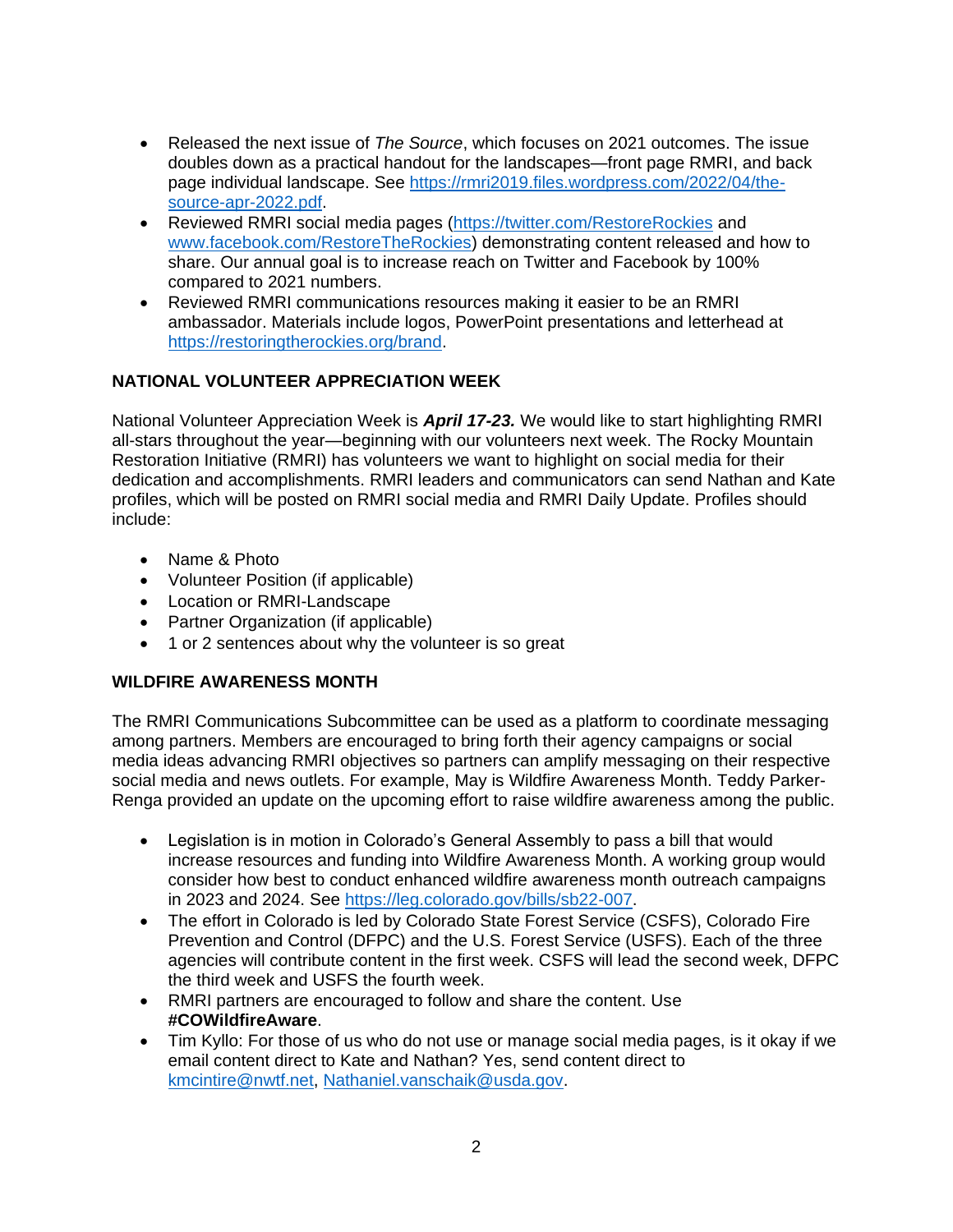- Released the next issue of *The Source*, which focuses on 2021 outcomes. The issue doubles down as a practical handout for the landscapes—front page RMRI, and back page individual landscape. See https://rmri2019.files.wordpress.com/2022/04/the-source-apr-2022.pdf.
- Reviewed RMRI social media pages (https://twitter.com/RestoreRockies and www.facebook.com/RestoreTheRockies) demonstrating content released and how to share. Our annual goal is to increase reach on Twitter and Facebook by 100% compared to 2021 numbers.
- Reviewed RMRI communications resources making it easier to be an RMRI ambassador. Materials include logos, PowerPoint presentations and letterhead at https://restoringtherockies.org/brand.

## NATIONAL VOLUNTEER APPRECIATION WEEK

National Volunteer Appreciation Week is ***April 17-23.*** We would like to start highlighting RMRI all-stars throughout the year—beginning with our volunteers next week. The Rocky Mountain Restoration Initiative (RMRI) has volunteers we want to highlight on social media for their dedication and accomplishments. RMRI leaders and communicators can send Nathan and Kate profiles, which will be posted on RMRI social media and RMRI Daily Update. Profiles should include:

- Name & Photo
- Volunteer Position (if applicable)
- Location or RMRI-Landscape
- Partner Organization (if applicable)
- 1 or 2 sentences about why the volunteer is so great

## WILDFIRE AWARENESS MONTH

The RMRI Communications Subcommittee can be used as a platform to coordinate messaging among partners. Members are encouraged to bring forth their agency campaigns or social media ideas advancing RMRI objectives so partners can amplify messaging on their respective social media and news outlets. For example, May is Wildfire Awareness Month. Teddy Parker-Renga provided an update on the upcoming effort to raise wildfire awareness among the public.

- Legislation is in motion in Colorado's General Assembly to pass a bill that would increase resources and funding into Wildfire Awareness Month. A working group would consider how best to conduct enhanced wildfire awareness month outreach campaigns in 2023 and 2024. See https://leg.colorado.gov/bills/sb22-007.
- The effort in Colorado is led by Colorado State Forest Service (CSFS), Colorado Fire Prevention and Control (DFPC) and the U.S. Forest Service (USFS). Each of the three agencies will contribute content in the first week. CSFS will lead the second week, DFPC the third week and USFS the fourth week.
- RMRI partners are encouraged to follow and share the content. Use **#COWildfireAware**.
- Tim Kyllo: For those of us who do not use or manage social media pages, is it okay if we email content direct to Kate and Nathan? Yes, send content direct to kmcintire@nwtf.net, Nathaniel.vanschaik@usda.gov.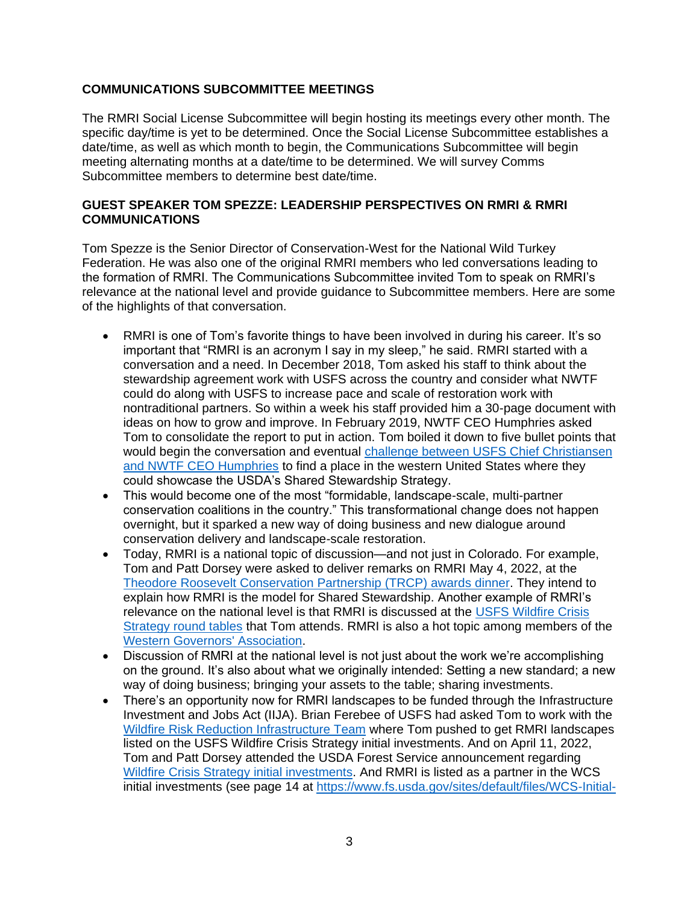**COMMUNICATIONS SUBCOMMITTEE MEETINGS**

The RMRI Social License Subcommittee will begin hosting its meetings every other month. The specific day/time is yet to be determined. Once the Social License Subcommittee establishes a date/time, as well as which month to begin, the Communications Subcommittee will begin meeting alternating months at a date/time to be determined. We will survey Comms Subcommittee members to determine best date/time.

**GUEST SPEAKER TOM SPEZZE: LEADERSHIP PERSPECTIVES ON RMRI & RMRI COMMUNICATIONS**

Tom Spezze is the Senior Director of Conservation-West for the National Wild Turkey Federation. He was also one of the original RMRI members who led conversations leading to the formation of RMRI. The Communications Subcommittee invited Tom to speak on RMRI's relevance at the national level and provide guidance to Subcommittee members. Here are some of the highlights of that conversation.

- RMRI is one of Tom's favorite things to have been involved in during his career. It's so important that "RMRI is an acronym I say in my sleep," he said. RMRI started with a conversation and a need. In December 2018, Tom asked his staff to think about the stewardship agreement work with USFS across the country and consider what NWTF could do along with USFS to increase pace and scale of restoration work with nontraditional partners. So within a week his staff provided him a 30-page document with ideas on how to grow and improve. In February 2019, NWTF CEO Humphries asked Tom to consolidate the report to put in action. Tom boiled it down to five bullet points that would begin the conversation and eventual challenge between USFS Chief Christiansen and NWTF CEO Humphries to find a place in the western United States where they could showcase the USDA's Shared Stewardship Strategy.
- This would become one of the most "formidable, landscape-scale, multi-partner conservation coalitions in the country." This transformational change does not happen overnight, but it sparked a new way of doing business and new dialogue around conservation delivery and landscape-scale restoration.
- Today, RMRI is a national topic of discussion—and not just in Colorado. For example, Tom and Patt Dorsey were asked to deliver remarks on RMRI May 4, 2022, at the Theodore Roosevelt Conservation Partnership (TRCP) awards dinner. They intend to explain how RMRI is the model for Shared Stewardship. Another example of RMRI's relevance on the national level is that RMRI is discussed at the USFS Wildfire Crisis Strategy round tables that Tom attends. RMRI is also a hot topic among members of the Western Governors' Association.
- Discussion of RMRI at the national level is not just about the work we're accomplishing on the ground. It's also about what we originally intended: Setting a new standard; a new way of doing business; bringing your assets to the table; sharing investments.
- There's an opportunity now for RMRI landscapes to be funded through the Infrastructure Investment and Jobs Act (IIJA). Brian Ferebee of USFS had asked Tom to work with the Wildfire Risk Reduction Infrastructure Team where Tom pushed to get RMRI landscapes listed on the USFS Wildfire Crisis Strategy initial investments. And on April 11, 2022, Tom and Patt Dorsey attended the USDA Forest Service announcement regarding Wildfire Crisis Strategy initial investments. And RMRI is listed as a partner in the WCS initial investments (see page 14 at https://www.fs.usda.gov/sites/default/files/WCS-Initial-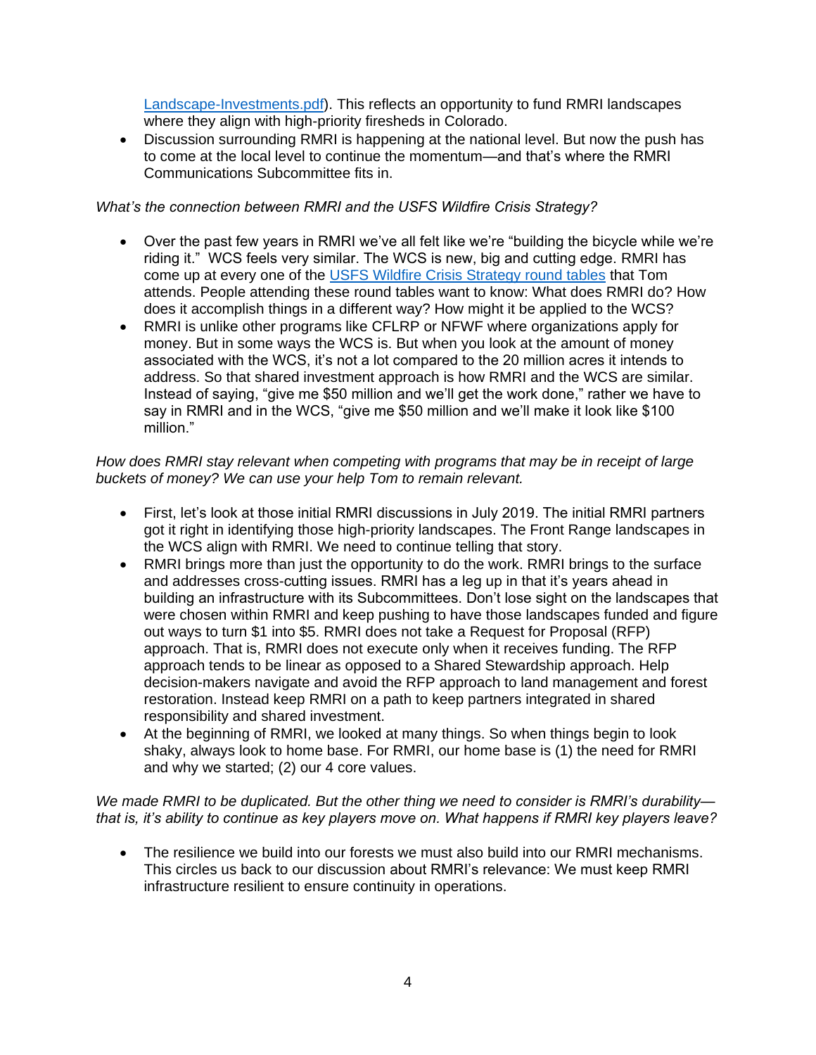Landscape-Investments.pdf). This reflects an opportunity to fund RMRI landscapes where they align with high-priority firesheds in Colorado.
- Discussion surrounding RMRI is happening at the national level. But now the push has to come at the local level to continue the momentum—and that's where the RMRI Communications Subcommittee fits in.

*What's the connection between RMRI and the USFS Wildfire Crisis Strategy?*

- Over the past few years in RMRI we've all felt like we're "building the bicycle while we're riding it." WCS feels very similar. The WCS is new, big and cutting edge. RMRI has come up at every one of the USFS Wildfire Crisis Strategy round tables that Tom attends. People attending these round tables want to know: What does RMRI do? How does it accomplish things in a different way? How might it be applied to the WCS?
- RMRI is unlike other programs like CFLRP or NFWF where organizations apply for money. But in some ways the WCS is. But when you look at the amount of money associated with the WCS, it's not a lot compared to the 20 million acres it intends to address. So that shared investment approach is how RMRI and the WCS are similar. Instead of saying, "give me $50 million and we'll get the work done," rather we have to say in RMRI and in the WCS, "give me $50 million and we'll make it look like $100 million."

*How does RMRI stay relevant when competing with programs that may be in receipt of large buckets of money? We can use your help Tom to remain relevant.*

- First, let's look at those initial RMRI discussions in July 2019. The initial RMRI partners got it right in identifying those high-priority landscapes. The Front Range landscapes in the WCS align with RMRI. We need to continue telling that story.
- RMRI brings more than just the opportunity to do the work. RMRI brings to the surface and addresses cross-cutting issues. RMRI has a leg up in that it's years ahead in building an infrastructure with its Subcommittees. Don't lose sight on the landscapes that were chosen within RMRI and keep pushing to have those landscapes funded and figure out ways to turn $1 into $5. RMRI does not take a Request for Proposal (RFP) approach. That is, RMRI does not execute only when it receives funding. The RFP approach tends to be linear as opposed to a Shared Stewardship approach. Help decision-makers navigate and avoid the RFP approach to land management and forest restoration. Instead keep RMRI on a path to keep partners integrated in shared responsibility and shared investment.
- At the beginning of RMRI, we looked at many things. So when things begin to look shaky, always look to home base. For RMRI, our home base is (1) the need for RMRI and why we started; (2) our 4 core values.

*We made RMRI to be duplicated. But the other thing we need to consider is RMRI's durability—that is, it's ability to continue as key players move on. What happens if RMRI key players leave?*

- The resilience we build into our forests we must also build into our RMRI mechanisms. This circles us back to our discussion about RMRI's relevance: We must keep RMRI infrastructure resilient to ensure continuity in operations.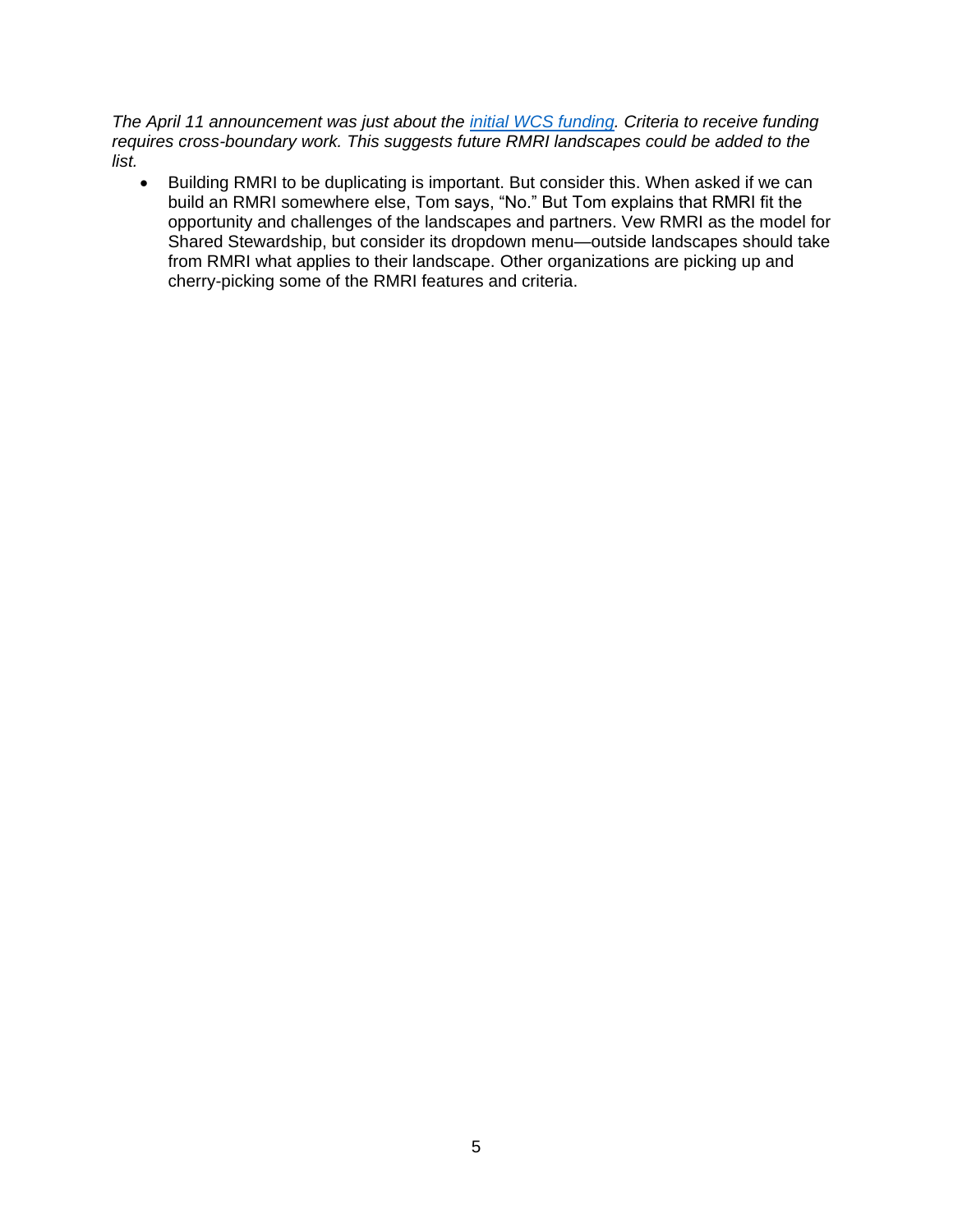*The April 11 announcement was just about the [initial WCS funding](). Criteria to receive funding requires cross-boundary work. This suggests future RMRI landscapes could be added to the list.*

- Building RMRI to be duplicating is important. But consider this. When asked if we can build an RMRI somewhere else, Tom says, "No." But Tom explains that RMRI fit the opportunity and challenges of the landscapes and partners. Vew RMRI as the model for Shared Stewardship, but consider its dropdown menu—outside landscapes should take from RMRI what applies to their landscape. Other organizations are picking up and cherry-picking some of the RMRI features and criteria.